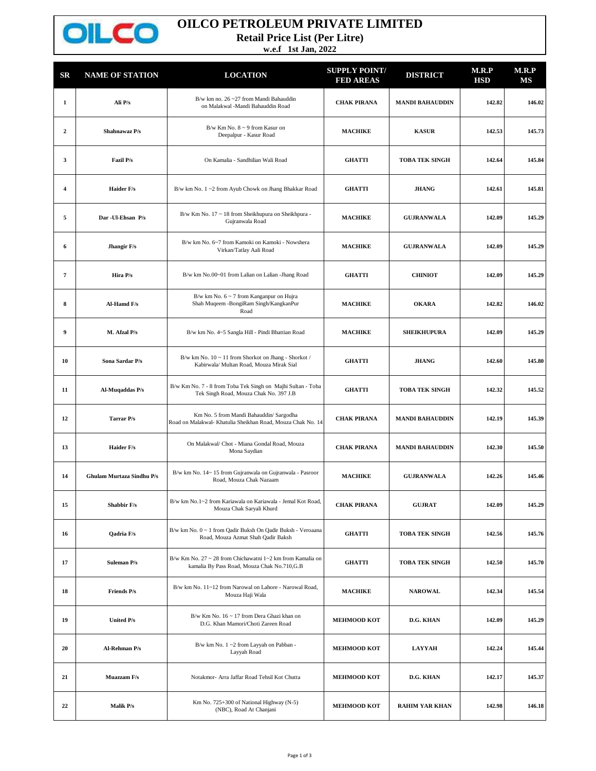# OILCO PETROLEUM PRIVATE LIMITED

## Retail Price List (Per Litre)

**w.e.f 1st Jan, 2022**

| SR | NAME OF STATION | LOCATION | SUPPLY POINT/ FED AREAS | DISTRICT | M.R.P HSD | M.R.P MS |
|---|---|---|---|---|---|---|
| 1 | Ali P/s | B/w km no. 26 ~27 from Mandi Bahauddin on Malakwal -Mandi Bahauddin Road | CHAK PIRANA | MANDI BAHAUDDIN | 142.82 | 146.02 |
| 2 | Shahnawaz P/s | B/w Km No. 8 ~ 9 from Kasur on Deepalpur - Kasur Road | MACHIKE | KASUR | 142.53 | 145.73 |
| 3 | Fazil P/s | On Kamalia - Sandhilian Wali Road | GHATTI | TOBA TEK SINGH | 142.64 | 145.84 |
| 4 | Haider F/s | B/w km No. 1 ~2 from Ayub Chowk on Jhang Bhakkar Road | GHATTI | JHANG | 142.61 | 145.81 |
| 5 | Dar -Ul-Ehsan P/s | B/w Km No. 17 ~ 18 from Sheikhupura on Sheikhpura - Gujranwala Road | MACHIKE | GUJRANWALA | 142.09 | 145.29 |
| 6 | Jhangir F/s | B/w km No. 6~7 from Kamoki on Kamoki - Nowshera Virkan/Tatlay Aali Road | MACHIKE | GUJRANWALA | 142.09 | 145.29 |
| 7 | Hira P/s | B/w km No.00~01 from Lalian on Lalian -Jhang Road | GHATTI | CHINIOT | 142.09 | 145.29 |
| 8 | Al-Hamd F/s | B/w km No. 6 ~ 7 from Kanganpur on Hujra Shah Muqeem -BongiRam Singh/KangkanPur Road | MACHIKE | OKARA | 142.82 | 146.02 |
| 9 | M. Afzal P/s | B/w km No. 4~5 Sangla Hill - Pindi Bhattian Road | MACHIKE | SHEIKHUPURA | 142.09 | 145.29 |
| 10 | Sona Sardar P/s | B/w km No. 10 ~ 11 from Shorkot on Jhang - Shorkot / Kabirwala/ Multan Road, Mouza Mirak Sial | GHATTI | JHANG | 142.60 | 145.80 |
| 11 | Al-Muqaddas P/s | B/w Km No. 7 - 8 from Toba Tek Singh on Majhi Sultan - Toba Tek Singh Road, Mouza Chak No. 397 J.B | GHATTI | TOBA TEK SINGH | 142.32 | 145.52 |
| 12 | Tarrar P/s | Km No. 5 from Mandi Bahauddin/ Sargodha Road on Malakwal- Khatulia Sheikhan Road, Mouza Chak No. 14 | CHAK PIRANA | MANDI BAHAUDDIN | 142.19 | 145.39 |
| 13 | Haider F/s | On Malakwal/ Chot - Miana Gondal Road, Mouza Mona Saydian | CHAK PIRANA | MANDI BAHAUDDIN | 142.30 | 145.50 |
| 14 | Ghulam Murtaza Sindhu P/s | B/w km No. 14~ 15 from Gujranwala on Gujranwala - Pasroor Road, Mouza Chak Nazaam | MACHIKE | GUJRANWALA | 142.26 | 145.46 |
| 15 | Shabbir F/s | B/w km No.1~2 from Kariawala on Kariawala - Jemal Kot Road, Mouza Chak Saryali Khurd | CHAK PIRANA | GUJRAT | 142.09 | 145.29 |
| 16 | Qadria F/s | B/w km No. 0 ~ 1 from Qadir Buksh On Qadir Buksh - Veroaana Road, Mouza Azmat Shah Qadir Baksh | GHATTI | TOBA TEK SINGH | 142.56 | 145.76 |
| 17 | Suleman P/s | B/w Km No. 27 ~ 28 from Chichawatni 1~2 km from Kamalia on kamalia By Pass Road, Mouza Chak No.710,G.B | GHATTI | TOBA TEK SINGH | 142.50 | 145.70 |
| 18 | Friends P/s | B/w km No. 11~12 from Narowal on Lahore - Narowal Road, Mouza Haji Wala | MACHIKE | NAROWAL | 142.34 | 145.54 |
| 19 | United P/s | B/w Km No. 16 ~ 17 from Dera Ghazi khan on D.G. Khan Mamori/Choti Zareen Road | MEHMOOD KOT | D.G. KHAN | 142.09 | 145.29 |
| 20 | Al-Rehman P/s | B/w km No. 1 ~2 from Layyah on Pabban - Layyah Road | MEHMOOD KOT | LAYYAH | 142.24 | 145.44 |
| 21 | Muazzam F/s | Notakmor- Arra Jaffar Road Tehsil Kot Chutta | MEHMOOD KOT | D.G. KHAN | 142.17 | 145.37 |
| 22 | Malik P/s | Km No. 725+300 of National Highway (N-5) (NBC), Road At Chanjani | MEHMOOD KOT | RAHIM YAR KHAN | 142.98 | 146.18 |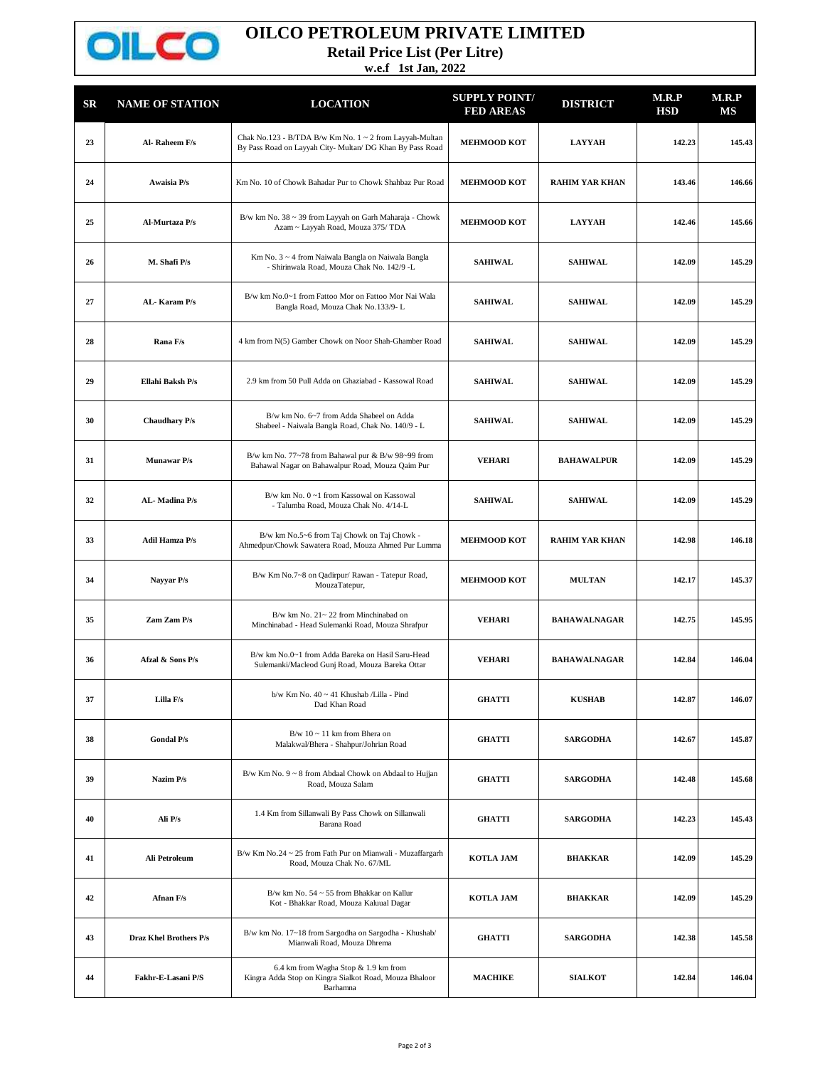# OILCO PETROLEUM PRIVATE LIMITED

**Retail Price List (Per Litre)**

**w.e.f 1st Jan, 2022**

| SR | NAME OF STATION | LOCATION | SUPPLY POINT/ FED AREAS | DISTRICT | M.R.P HSD | M.R.P MS |
|---|---|---|---|---|---|---|
| 23 | Al- Raheem F/s | Chak No.123 - B/TDA B/w Km No. 1 ~ 2 from Layyah-Multan By Pass Road on Layyah City- Multan/ DG Khan By Pass Road | MEHMOOD KOT | LAYYAH | 142.23 | 145.43 |
| 24 | Awaisia P/s | Km No. 10 of Chowk Bahadar Pur to Chowk Shahbaz Pur Road | MEHMOOD KOT | RAHIM YAR KHAN | 143.46 | 146.66 |
| 25 | Al-Murtaza P/s | B/w km No. 38 ~ 39 from Layyah on Garh Maharaja - Chowk Azam ~ Layyah Road, Mouza 375/ TDA | MEHMOOD KOT | LAYYAH | 142.46 | 145.66 |
| 26 | M. Shafi P/s | Km No. 3 ~ 4 from Naiwala Bangla on Naiwala Bangla - Shirinwala Road, Mouza Chak No. 142/9 -L | SAHIWAL | SAHIWAL | 142.09 | 145.29 |
| 27 | AL- Karam P/s | B/w km No.0~1 from Fattoo Mor on Fattoo Mor Nai Wala Bangla Road, Mouza Chak No.133/9- L | SAHIWAL | SAHIWAL | 142.09 | 145.29 |
| 28 | Rana F/s | 4 km from N(5) Gamber Chowk on Noor Shah-Ghamber Road | SAHIWAL | SAHIWAL | 142.09 | 145.29 |
| 29 | Ellahi Baksh P/s | 2.9 km from 50 Pull Adda on Ghaziabad - Kassowal Road | SAHIWAL | SAHIWAL | 142.09 | 145.29 |
| 30 | Chaudhary P/s | B/w km No. 6~7 from Adda Shabeel on Adda Shabeel - Naiwala Bangla Road, Chak No. 140/9 - L | SAHIWAL | SAHIWAL | 142.09 | 145.29 |
| 31 | Munawar P/s | B/w km No. 77~78 from Bahawal pur & B/w 98~99 from Bahawal Nagar on Bahawalpur Road, Mouza Qaim Pur | VEHARI | BAHAWALPUR | 142.09 | 145.29 |
| 32 | AL- Madina P/s | B/w km No. 0 ~1 from Kassowal on Kassowal - Talumba Road, Mouza Chak No. 4/14-L | SAHIWAL | SAHIWAL | 142.09 | 145.29 |
| 33 | Adil Hamza P/s | B/w km No.5~6 from Taj Chowk on Taj Chowk - Ahmedpur/Chowk Sawatera Road, Mouza Ahmed Pur Lumma | MEHMOOD KOT | RAHIM YAR KHAN | 142.98 | 146.18 |
| 34 | Nayyar P/s | B/w Km No.7~8 on Qadirpur/ Rawan - Tatepur Road, MouzaTatepur, | MEHMOOD KOT | MULTAN | 142.17 | 145.37 |
| 35 | Zam Zam P/s | B/w km No. 21~ 22 from Minchinabad on Minchinabad - Head Sulemanki Road, Mouza Shrafpur | VEHARI | BAHAWALNAGAR | 142.75 | 145.95 |
| 36 | Afzal & Sons P/s | B/w km No.0~1 from Adda Bareka on Hasil Saru-Head Sulemanki/Macleod Gunj Road, Mouza Bareka Ottar | VEHARI | BAHAWALNAGAR | 142.84 | 146.04 |
| 37 | Lilla F/s | b/w Km No. 40 ~ 41 Khushab /Lilla - Pind Dad Khan Road | GHATTI | KUSHAB | 142.87 | 146.07 |
| 38 | Gondal P/s | B/w 10 ~ 11 km from Bhera on Malakwal/Bhera - Shahpur/Johrian Road | GHATTI | SARGODHA | 142.67 | 145.87 |
| 39 | Nazim P/s | B/w Km No. 9 ~ 8 from Abdaal Chowk on Abdaal to Hujjan Road, Mouza Salam | GHATTI | SARGODHA | 142.48 | 145.68 |
| 40 | Ali P/s | 1.4 Km from Sillanwali By Pass Chowk on Sillanwali Barana Road | GHATTI | SARGODHA | 142.23 | 145.43 |
| 41 | Ali Petroleum | B/w Km No.24 ~ 25 from Fath Pur on Mianwali - Muzaffargarh Road, Mouza Chak No. 67/ML | KOTLA JAM | BHAKKAR | 142.09 | 145.29 |
| 42 | Afnan F/s | B/w km No. 54 ~ 55 from Bhakkar on Kallur Kot - Bhakkar Road, Mouza Kaluual Dagar | KOTLA JAM | BHAKKAR | 142.09 | 145.29 |
| 43 | Draz Khel Brothers P/s | B/w km No. 17~18 from Sargodha on Sargodha - Khushab/ Mianwali Road, Mouza Dhrema | GHATTI | SARGODHA | 142.38 | 145.58 |
| 44 | Fakhr-E-Lasani P/S | 6.4 km from Wagha Stop & 1.9 km from Kingra Adda Stop on Kingra Sialkot Road, Mouza Bhaloor Barhamna | MACHIKE | SIALKOT | 142.84 | 146.04 |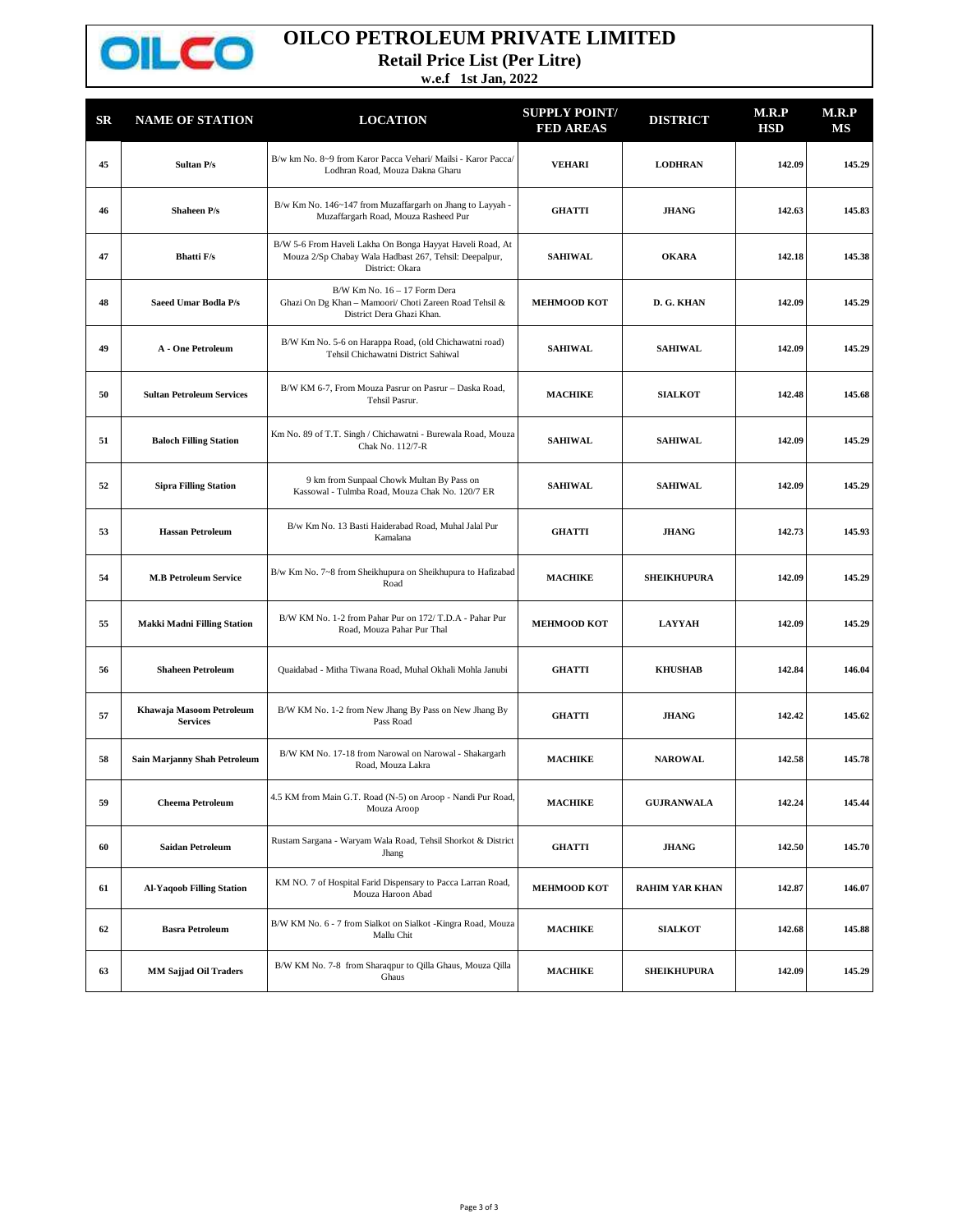# OILCO PETROLEUM PRIVATE LIMITED

## Retail Price List (Per Litre)

**w.e.f 1st Jan, 2022**

| SR | NAME OF STATION | LOCATION | SUPPLY POINT/ FED AREAS | DISTRICT | M.R.P HSD | M.R.P MS |
|---|---|---|---|---|---|---|
| 45 | Sultan P/s | B/w km No. 8~9 from Karor Pacca Vehari/ Mailsi - Karor Pacca/ Lodhran Road, Mouza Dakna Gharu | VEHARI | LODHRAN | 142.09 | 145.29 |
| 46 | Shaheen P/s | B/w Km No. 146~147 from Muzaffargarh on Jhang to Layyah - Muzaffargarh Road, Mouza Rasheed Pur | GHATTI | JHANG | 142.63 | 145.83 |
| 47 | Bhatti F/s | B/W 5-6 From Haveli Lakha On Bonga Hayyat Haveli Road, At Mouza 2/Sp Chabay Wala Hadbast 267, Tehsil: Deepalpur, District: Okara | SAHIWAL | OKARA | 142.18 | 145.38 |
| 48 | Saeed Umar Bodla P/s | B/W Km No. 16 – 17 Form Dera Ghazi On Dg Khan – Mamoori/ Choti Zareen Road Tehsil & District Dera Ghazi Khan. | MEHMOOD KOT | D. G. KHAN | 142.09 | 145.29 |
| 49 | A - One Petroleum | B/W Km No. 5-6 on Harappa Road, (old Chichawatni road) Tehsil Chichawatni District Sahiwal | SAHIWAL | SAHIWAL | 142.09 | 145.29 |
| 50 | Sultan Petroleum Services | B/W KM 6-7, From Mouza Pasrur on Pasrur – Daska Road, Tehsil Pasrur. | MACHIKE | SIALKOT | 142.48 | 145.68 |
| 51 | Baloch Filling Station | Km No. 89 of T.T. Singh / Chichawatni - Burewala Road, Mouza Chak No. 112/7-R | SAHIWAL | SAHIWAL | 142.09 | 145.29 |
| 52 | Sipra Filling Station | 9 km from Sunpaal Chowk Multan By Pass on Kassowal - Tulmba Road, Mouza Chak No. 120/7 ER | SAHIWAL | SAHIWAL | 142.09 | 145.29 |
| 53 | Hassan Petroleum | B/w Km No. 13 Basti Haiderabad Road, Muhal Jalal Pur Kamalana | GHATTI | JHANG | 142.73 | 145.93 |
| 54 | M.B Petroleum Service | B/w Km No. 7~8 from Sheikhupura on Sheikhupura to Hafizabad Road | MACHIKE | SHEIKHUPURA | 142.09 | 145.29 |
| 55 | Makki Madni Filling Station | B/W KM No. 1-2 from Pahar Pur on 172/ T.D.A - Pahar Pur Road, Mouza Pahar Pur Thal | MEHMOOD KOT | LAYYAH | 142.09 | 145.29 |
| 56 | Shaheen Petroleum | Quaidabad - Mitha Tiwana Road, Muhal Okhali Mohla Janubi | GHATTI | KHUSHAB | 142.84 | 146.04 |
| 57 | Khawaja Masoom Petroleum Services | B/W KM No. 1-2 from New Jhang By Pass on New Jhang By Pass Road | GHATTI | JHANG | 142.42 | 145.62 |
| 58 | Sain Marjanny Shah Petroleum | B/W KM No. 17-18 from Narowal on Narowal - Shakargarh Road, Mouza Lakra | MACHIKE | NAROWAL | 142.58 | 145.78 |
| 59 | Cheema Petroleum | 4.5 KM from Main G.T. Road (N-5) on Aroop - Nandi Pur Road, Mouza Aroop | MACHIKE | GUJRANWALA | 142.24 | 145.44 |
| 60 | Saidan Petroleum | Rustam Sargana - Waryam Wala Road, Tehsil Shorkot & District Jhang | GHATTI | JHANG | 142.50 | 145.70 |
| 61 | Al-Yaqoob Filling Station | KM NO. 7 of Hospital Farid Dispensary to Pacca Larran Road, Mouza Haroon Abad | MEHMOOD KOT | RAHIM YAR KHAN | 142.87 | 146.07 |
| 62 | Basra Petroleum | B/W KM No. 6 - 7 from Sialkot on Sialkot -Kingra Road, Mouza Mallu Chit | MACHIKE | SIALKOT | 142.68 | 145.88 |
| 63 | MM Sajjad Oil Traders | B/W KM No. 7-8 from Sharaqpur to Qilla Ghaus, Mouza Qilla Ghaus | MACHIKE | SHEIKHUPURA | 142.09 | 145.29 |